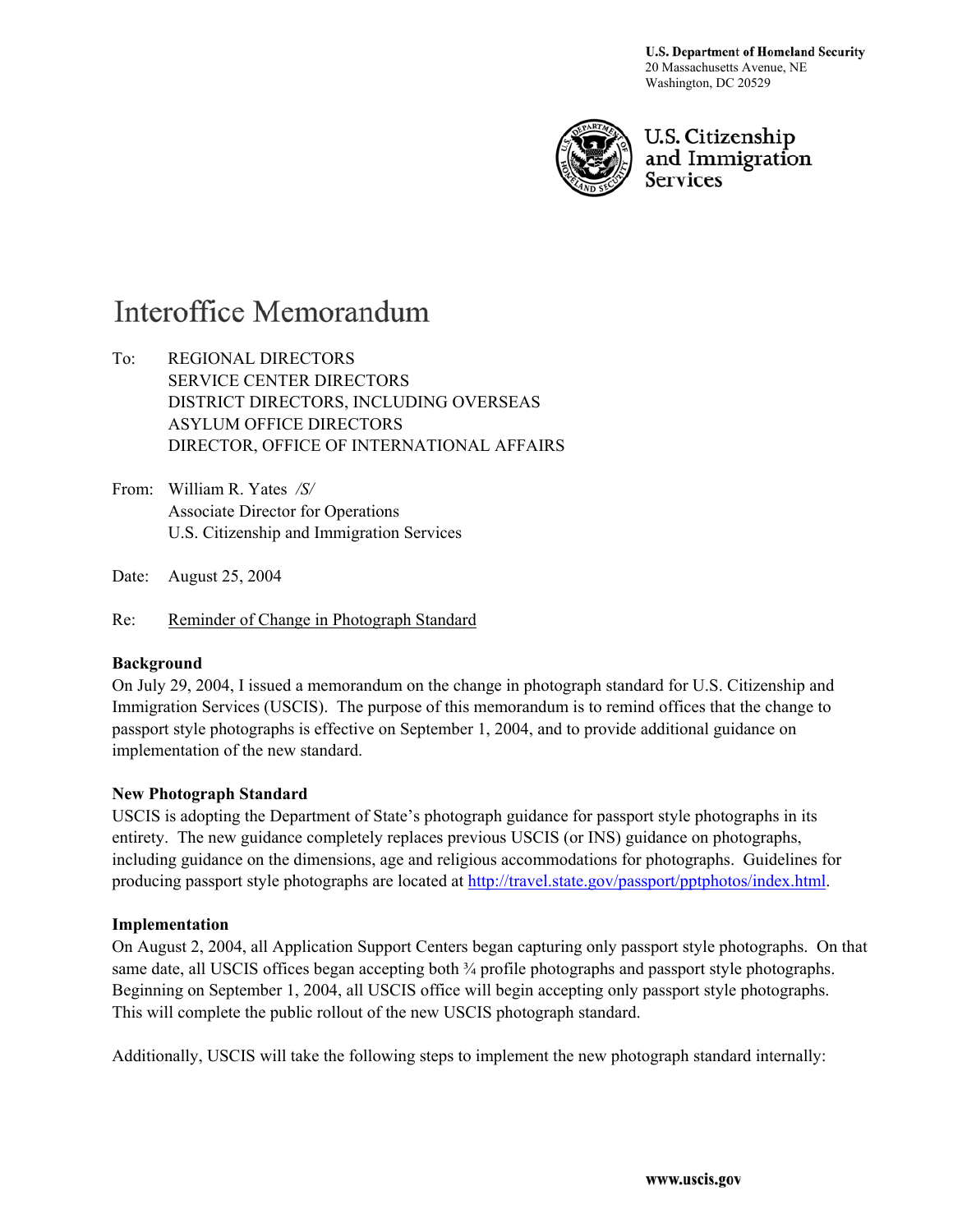U.S. Department of Homeland Security
20 Massachusetts Avenue, NE
Washington, DC 20529

U.S. Citizenship and Immigration Services

# Interoffice Memorandum

To: REGIONAL DIRECTORS
SERVICE CENTER DIRECTORS
DISTRICT DIRECTORS, INCLUDING OVERSEAS
ASYLUM OFFICE DIRECTORS
DIRECTOR, OFFICE OF INTERNATIONAL AFFAIRS

From: William R. Yates */S/*
Associate Director for Operations
U.S. Citizenship and Immigration Services

Date: August 25, 2004

Re: Reminder of Change in Photograph Standard

**Background**

On July 29, 2004, I issued a memorandum on the change in photograph standard for U.S. Citizenship and Immigration Services (USCIS). The purpose of this memorandum is to remind offices that the change to passport style photographs is effective on September 1, 2004, and to provide additional guidance on implementation of the new standard.

**New Photograph Standard**

USCIS is adopting the Department of State's photograph guidance for passport style photographs in its entirety. The new guidance completely replaces previous USCIS (or INS) guidance on photographs, including guidance on the dimensions, age and religious accommodations for photographs. Guidelines for producing passport style photographs are located at http://travel.state.gov/passport/pptphotos/index.html.

**Implementation**

On August 2, 2004, all Application Support Centers began capturing only passport style photographs. On that same date, all USCIS offices began accepting both ¾ profile photographs and passport style photographs. Beginning on September 1, 2004, all USCIS office will begin accepting only passport style photographs. This will complete the public rollout of the new USCIS photograph standard.

Additionally, USCIS will take the following steps to implement the new photograph standard internally: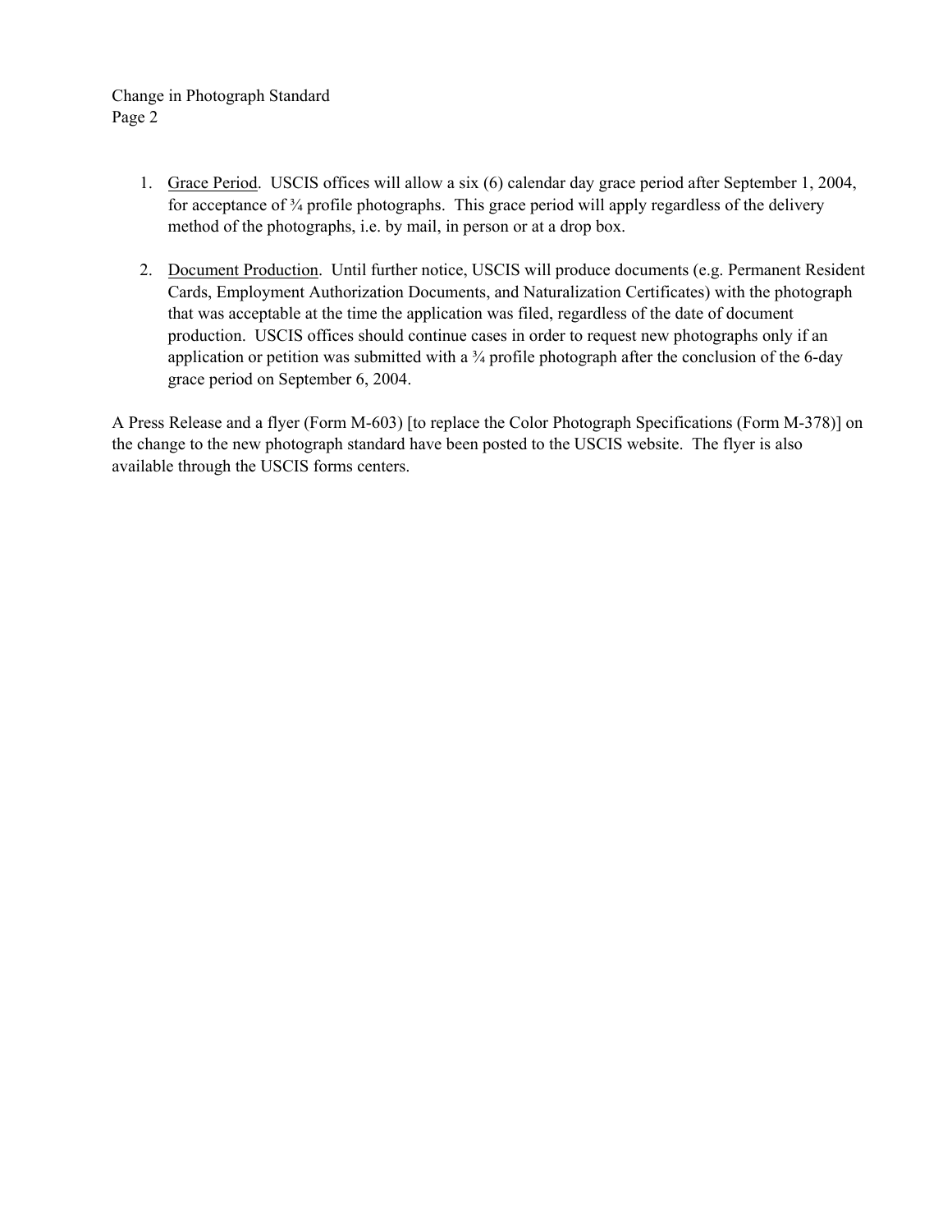1. Grace Period. USCIS offices will allow a six (6) calendar day grace period after September 1, 2004, for acceptance of ¾ profile photographs. This grace period will apply regardless of the delivery method of the photographs, i.e. by mail, in person or at a drop box.

2. Document Production. Until further notice, USCIS will produce documents (e.g. Permanent Resident Cards, Employment Authorization Documents, and Naturalization Certificates) with the photograph that was acceptable at the time the application was filed, regardless of the date of document production. USCIS offices should continue cases in order to request new photographs only if an application or petition was submitted with a ¾ profile photograph after the conclusion of the 6-day grace period on September 6, 2004.

A Press Release and a flyer (Form M-603) [to replace the Color Photograph Specifications (Form M-378)] on the change to the new photograph standard have been posted to the USCIS website. The flyer is also available through the USCIS forms centers.